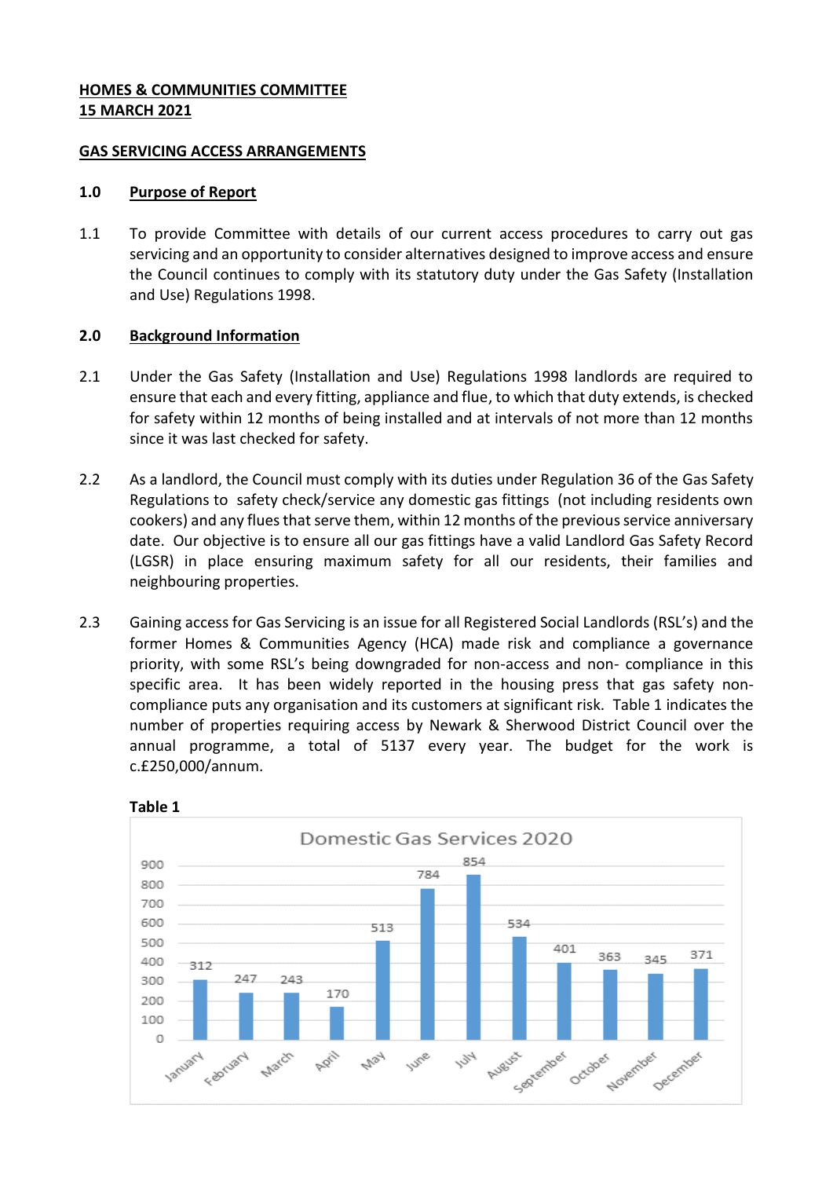**HOMES & COMMUNITIES COMMITTEE**
**15 MARCH 2021**

**GAS SERVICING ACCESS ARRANGEMENTS**

## 1.0 Purpose of Report

1.1 To provide Committee with details of our current access procedures to carry out gas servicing and an opportunity to consider alternatives designed to improve access and ensure the Council continues to comply with its statutory duty under the Gas Safety (Installation and Use) Regulations 1998.

## 2.0 Background Information

2.1 Under the Gas Safety (Installation and Use) Regulations 1998 landlords are required to ensure that each and every fitting, appliance and flue, to which that duty extends, is checked for safety within 12 months of being installed and at intervals of not more than 12 months since it was last checked for safety.

2.2 As a landlord, the Council must comply with its duties under Regulation 36 of the Gas Safety Regulations to safety check/service any domestic gas fittings (not including residents own cookers) and any flues that serve them, within 12 months of the previous service anniversary date. Our objective is to ensure all our gas fittings have a valid Landlord Gas Safety Record (LGSR) in place ensuring maximum safety for all our residents, their families and neighbouring properties.

2.3 Gaining access for Gas Servicing is an issue for all Registered Social Landlords (RSL's) and the former Homes & Communities Agency (HCA) made risk and compliance a governance priority, with some RSL's being downgraded for non-access and non- compliance in this specific area. It has been widely reported in the housing press that gas safety non-compliance puts any organisation and its customers at significant risk. Table 1 indicates the number of properties requiring access by Newark & Sherwood District Council over the annual programme, a total of 5137 every year. The budget for the work is c.£250,000/annum.

**Table 1**

Domestic Gas Services 2020

| Month | Services |
|---|---|
| January | 312 |
| February | 247 |
| March | 243 |
| April | 170 |
| May | 513 |
| June | 784 |
| July | 854 |
| August | 534 |
| September | 401 |
| October | 363 |
| November | 345 |
| December | 371 |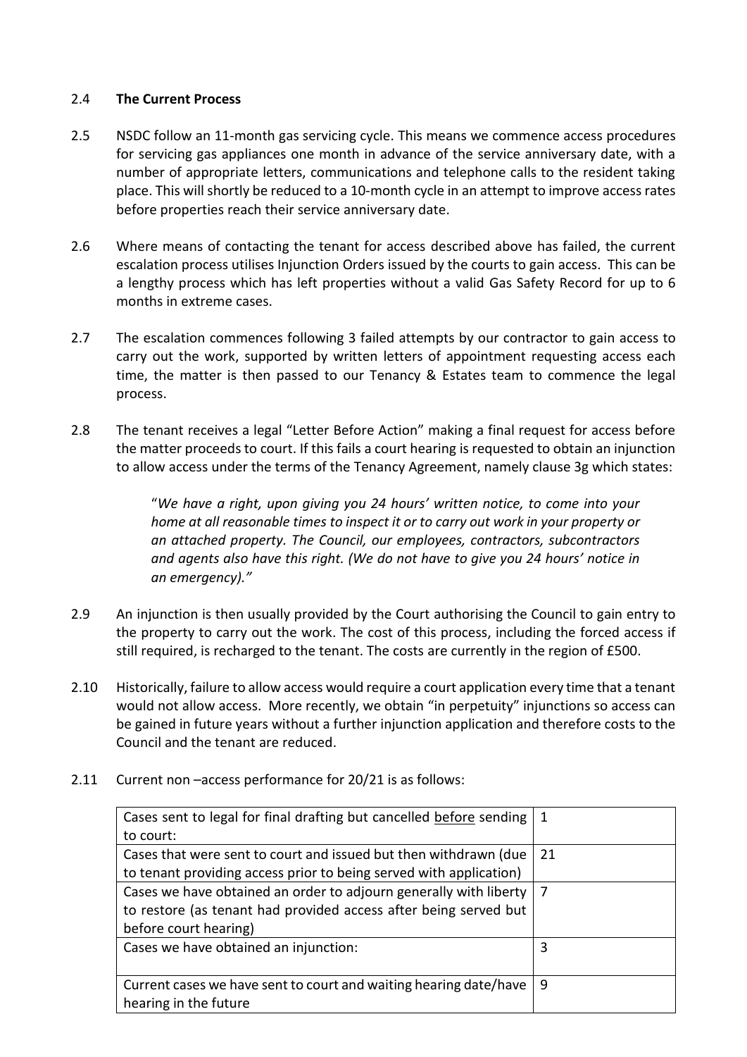2.4 **The Current Process**

2.5 NSDC follow an 11-month gas servicing cycle. This means we commence access procedures for servicing gas appliances one month in advance of the service anniversary date, with a number of appropriate letters, communications and telephone calls to the resident taking place. This will shortly be reduced to a 10-month cycle in an attempt to improve access rates before properties reach their service anniversary date.

2.6 Where means of contacting the tenant for access described above has failed, the current escalation process utilises Injunction Orders issued by the courts to gain access. This can be a lengthy process which has left properties without a valid Gas Safety Record for up to 6 months in extreme cases.

2.7 The escalation commences following 3 failed attempts by our contractor to gain access to carry out the work, supported by written letters of appointment requesting access each time, the matter is then passed to our Tenancy & Estates team to commence the legal process.

2.8 The tenant receives a legal "Letter Before Action" making a final request for access before the matter proceeds to court. If this fails a court hearing is requested to obtain an injunction to allow access under the terms of the Tenancy Agreement, namely clause 3g which states:

> "*We have a right, upon giving you 24 hours' written notice, to come into your home at all reasonable times to inspect it or to carry out work in your property or an attached property. The Council, our employees, contractors, subcontractors and agents also have this right. (We do not have to give you 24 hours' notice in an emergency)."*

2.9 An injunction is then usually provided by the Court authorising the Council to gain entry to the property to carry out the work. The cost of this process, including the forced access if still required, is recharged to the tenant. The costs are currently in the region of £500.

2.10 Historically, failure to allow access would require a court application every time that a tenant would not allow access. More recently, we obtain "in perpetuity" injunctions so access can be gained in future years without a further injunction application and therefore costs to the Council and the tenant are reduced.

2.11 Current non –access performance for 20/21 is as follows:

| | |
|---|---|
| Cases sent to legal for final drafting but cancelled <u>before</u> sending to court: | 1 |
| Cases that were sent to court and issued but then withdrawn (due to tenant providing access prior to being served with application) | 21 |
| Cases we have obtained an order to adjourn generally with liberty to restore (as tenant had provided access after being served but before court hearing) | 7 |
| Cases we have obtained an injunction: | 3 |
| Current cases we have sent to court and waiting hearing date/have hearing in the future | 9 |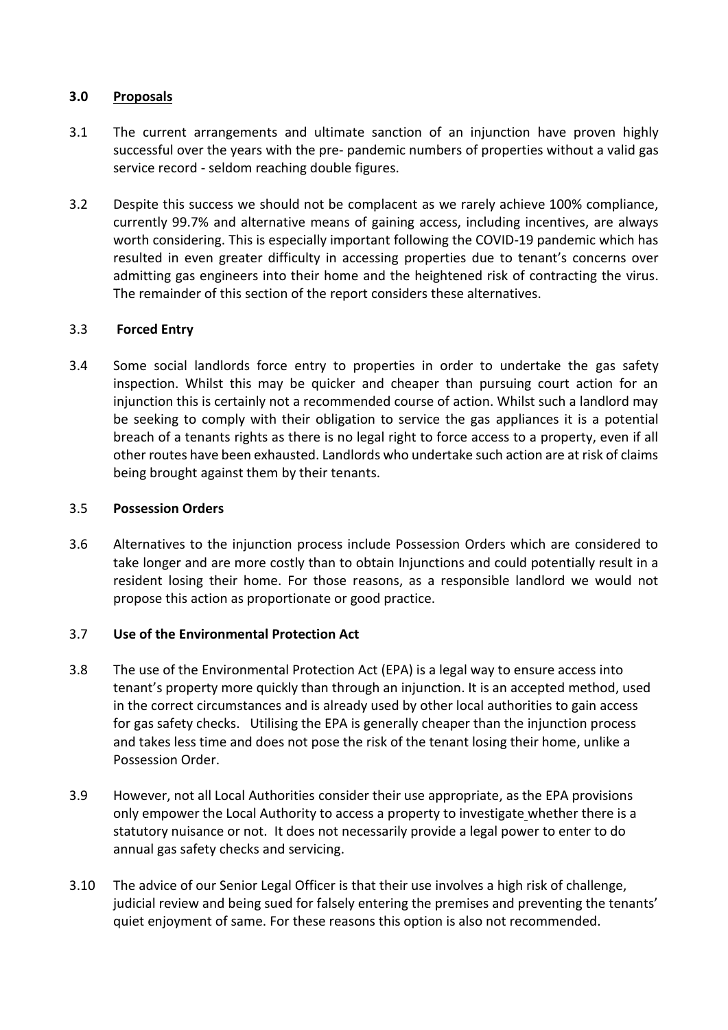## 3.0 Proposals

3.1 The current arrangements and ultimate sanction of an injunction have proven highly successful over the years with the pre- pandemic numbers of properties without a valid gas service record - seldom reaching double figures.

3.2 Despite this success we should not be complacent as we rarely achieve 100% compliance, currently 99.7% and alternative means of gaining access, including incentives, are always worth considering. This is especially important following the COVID-19 pandemic which has resulted in even greater difficulty in accessing properties due to tenant's concerns over admitting gas engineers into their home and the heightened risk of contracting the virus. The remainder of this section of the report considers these alternatives.

3.3 **Forced Entry**

3.4 Some social landlords force entry to properties in order to undertake the gas safety inspection. Whilst this may be quicker and cheaper than pursuing court action for an injunction this is certainly not a recommended course of action. Whilst such a landlord may be seeking to comply with their obligation to service the gas appliances it is a potential breach of a tenants rights as there is no legal right to force access to a property, even if all other routes have been exhausted. Landlords who undertake such action are at risk of claims being brought against them by their tenants.

3.5 **Possession Orders**

3.6 Alternatives to the injunction process include Possession Orders which are considered to take longer and are more costly than to obtain Injunctions and could potentially result in a resident losing their home. For those reasons, as a responsible landlord we would not propose this action as proportionate or good practice.

3.7 **Use of the Environmental Protection Act**

3.8 The use of the Environmental Protection Act (EPA) is a legal way to ensure access into tenant's property more quickly than through an injunction. It is an accepted method, used in the correct circumstances and is already used by other local authorities to gain access for gas safety checks. Utilising the EPA is generally cheaper than the injunction process and takes less time and does not pose the risk of the tenant losing their home, unlike a Possession Order.

3.9 However, not all Local Authorities consider their use appropriate, as the EPA provisions only empower the Local Authority to access a property to investigate whether there is a statutory nuisance or not. It does not necessarily provide a legal power to enter to do annual gas safety checks and servicing.

3.10 The advice of our Senior Legal Officer is that their use involves a high risk of challenge, judicial review and being sued for falsely entering the premises and preventing the tenants' quiet enjoyment of same. For these reasons this option is also not recommended.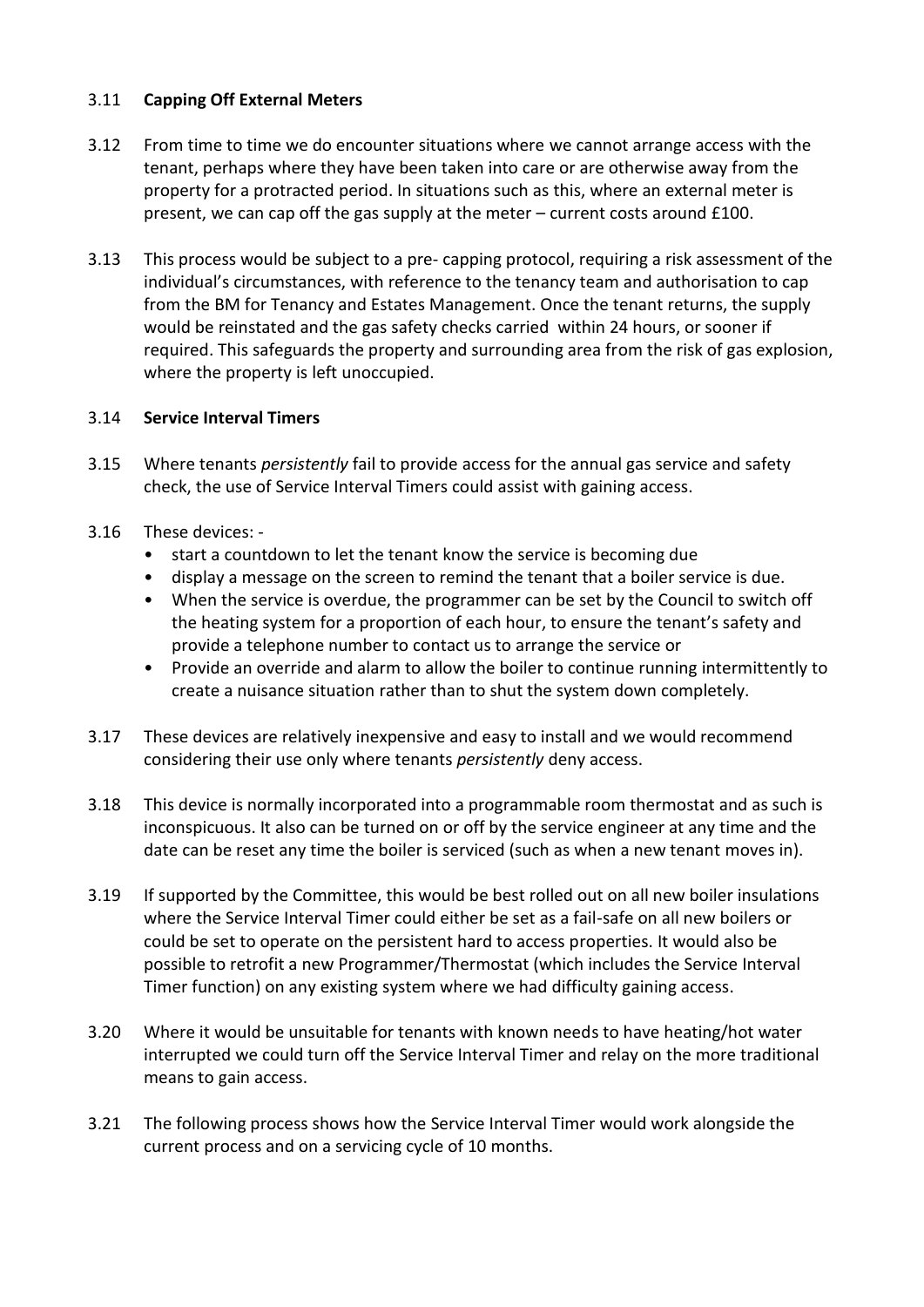3.11 **Capping Off External Meters**

3.12 From time to time we do encounter situations where we cannot arrange access with the tenant, perhaps where they have been taken into care or are otherwise away from the property for a protracted period. In situations such as this, where an external meter is present, we can cap off the gas supply at the meter – current costs around £100.

3.13 This process would be subject to a pre- capping protocol, requiring a risk assessment of the individual's circumstances, with reference to the tenancy team and authorisation to cap from the BM for Tenancy and Estates Management. Once the tenant returns, the supply would be reinstated and the gas safety checks carried within 24 hours, or sooner if required. This safeguards the property and surrounding area from the risk of gas explosion, where the property is left unoccupied.

3.14 **Service Interval Timers**

3.15 Where tenants *persistently* fail to provide access for the annual gas service and safety check, the use of Service Interval Timers could assist with gaining access.

3.16 These devices: -

- start a countdown to let the tenant know the service is becoming due
- display a message on the screen to remind the tenant that a boiler service is due.
- When the service is overdue, the programmer can be set by the Council to switch off the heating system for a proportion of each hour, to ensure the tenant's safety and provide a telephone number to contact us to arrange the service or
- Provide an override and alarm to allow the boiler to continue running intermittently to create a nuisance situation rather than to shut the system down completely.

3.17 These devices are relatively inexpensive and easy to install and we would recommend considering their use only where tenants *persistently* deny access.

3.18 This device is normally incorporated into a programmable room thermostat and as such is inconspicuous. It also can be turned on or off by the service engineer at any time and the date can be reset any time the boiler is serviced (such as when a new tenant moves in).

3.19 If supported by the Committee, this would be best rolled out on all new boiler insulations where the Service Interval Timer could either be set as a fail-safe on all new boilers or could be set to operate on the persistent hard to access properties. It would also be possible to retrofit a new Programmer/Thermostat (which includes the Service Interval Timer function) on any existing system where we had difficulty gaining access.

3.20 Where it would be unsuitable for tenants with known needs to have heating/hot water interrupted we could turn off the Service Interval Timer and relay on the more traditional means to gain access.

3.21 The following process shows how the Service Interval Timer would work alongside the current process and on a servicing cycle of 10 months.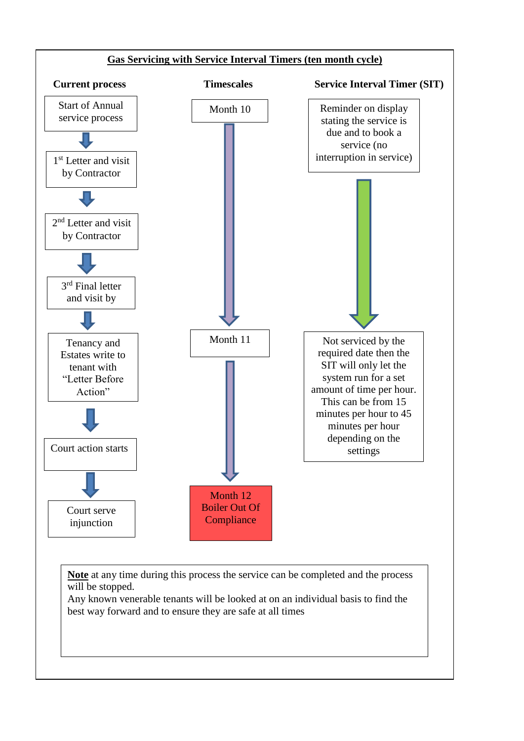## Gas Servicing with Service Interval Timers (ten month cycle)

| Current process | Timescales | Service Interval Timer (SIT) |
|---|---|---|
| Start of Annual service process | Month 10 | Reminder on display stating the service is due and to book a service (no interruption in service) |
| ↓ | ↓ | ↓ |
| 1st Letter and visit by Contractor | | |
| ↓ | | |
| 2nd Letter and visit by Contractor | | |
| ↓ | | |
| 3rd Final letter and visit by | | |
| ↓ | | |
| Tenancy and Estates write to tenant with "Letter Before Action" | Month 11 | Not serviced by the required date then the SIT will only let the system run for a set amount of time per hour. This can be from 15 minutes per hour to 45 minutes per hour depending on the settings |
| ↓ | ↓ | |
| Court action starts | | |
| ↓ | | |
| Court serve injunction | Month 12 Boiler Out Of Compliance | |

**Note** at any time during this process the service can be completed and the process will be stopped.
Any known venerable tenants will be looked at on an individual basis to find the best way forward and to ensure they are safe at all times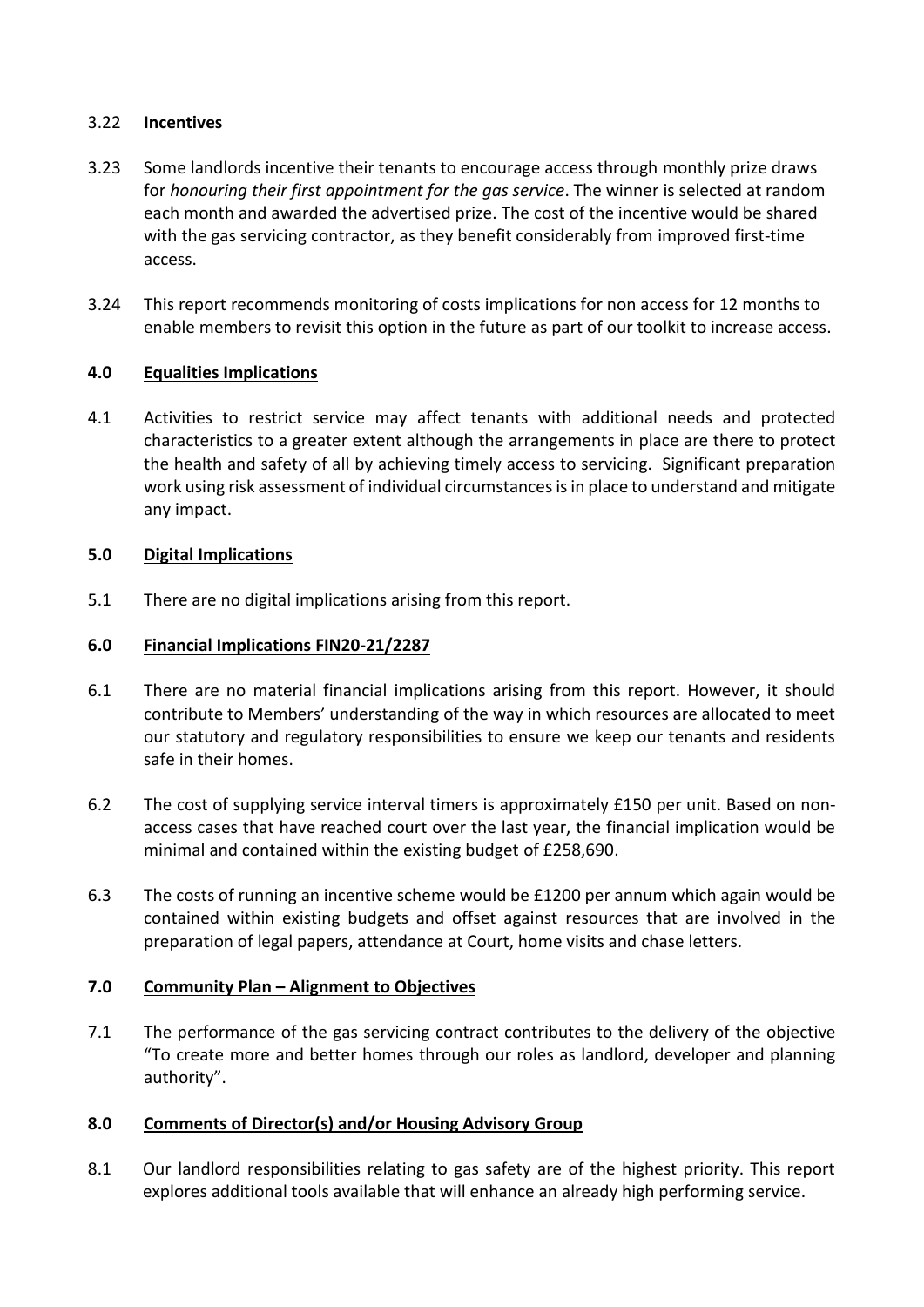3.22 **Incentives**

3.23 Some landlords incentive their tenants to encourage access through monthly prize draws for *honouring their first appointment for the gas service*. The winner is selected at random each month and awarded the advertised prize. The cost of the incentive would be shared with the gas servicing contractor, as they benefit considerably from improved first-time access.

3.24 This report recommends monitoring of costs implications for non access for 12 months to enable members to revisit this option in the future as part of our toolkit to increase access.

## 4.0 Equalities Implications

4.1 Activities to restrict service may affect tenants with additional needs and protected characteristics to a greater extent although the arrangements in place are there to protect the health and safety of all by achieving timely access to servicing. Significant preparation work using risk assessment of individual circumstances is in place to understand and mitigate any impact.

## 5.0 Digital Implications

5.1 There are no digital implications arising from this report.

## 6.0 Financial Implications FIN20-21/2287

6.1 There are no material financial implications arising from this report. However, it should contribute to Members' understanding of the way in which resources are allocated to meet our statutory and regulatory responsibilities to ensure we keep our tenants and residents safe in their homes.

6.2 The cost of supplying service interval timers is approximately £150 per unit. Based on non-access cases that have reached court over the last year, the financial implication would be minimal and contained within the existing budget of £258,690.

6.3 The costs of running an incentive scheme would be £1200 per annum which again would be contained within existing budgets and offset against resources that are involved in the preparation of legal papers, attendance at Court, home visits and chase letters.

## 7.0 Community Plan – Alignment to Objectives

7.1 The performance of the gas servicing contract contributes to the delivery of the objective "To create more and better homes through our roles as landlord, developer and planning authority".

## 8.0 Comments of Director(s) and/or Housing Advisory Group

8.1 Our landlord responsibilities relating to gas safety are of the highest priority. This report explores additional tools available that will enhance an already high performing service.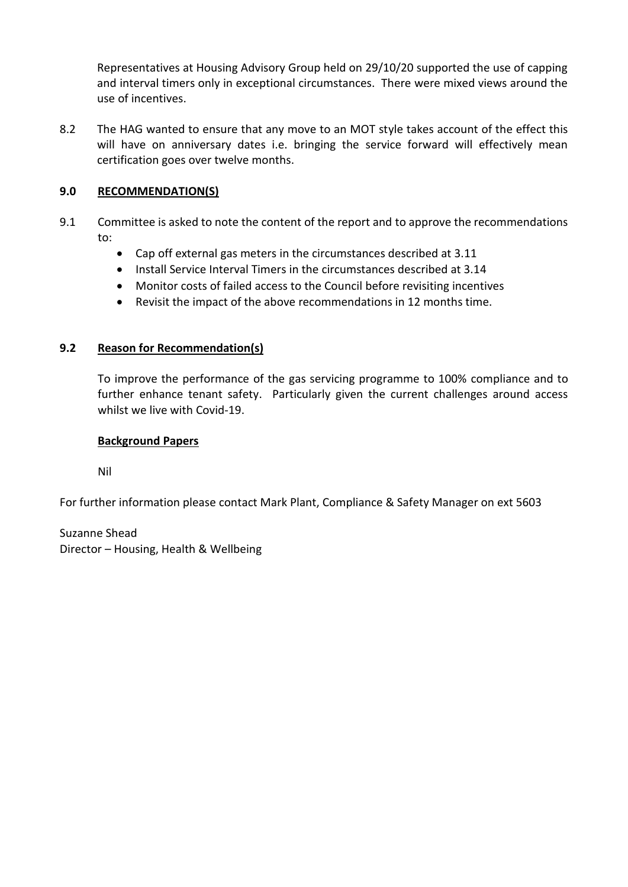Representatives at Housing Advisory Group held on 29/10/20 supported the use of capping and interval timers only in exceptional circumstances. There were mixed views around the use of incentives.

8.2 The HAG wanted to ensure that any move to an MOT style takes account of the effect this will have on anniversary dates i.e. bringing the service forward will effectively mean certification goes over twelve months.

## 9.0 RECOMMENDATION(S)

9.1 Committee is asked to note the content of the report and to approve the recommendations to:

- Cap off external gas meters in the circumstances described at 3.11
- Install Service Interval Timers in the circumstances described at 3.14
- Monitor costs of failed access to the Council before revisiting incentives
- Revisit the impact of the above recommendations in 12 months time.

## 9.2 Reason for Recommendation(s)

To improve the performance of the gas servicing programme to 100% compliance and to further enhance tenant safety. Particularly given the current challenges around access whilst we live with Covid-19.

**Background Papers**

Nil

For further information please contact Mark Plant, Compliance & Safety Manager on ext 5603

Suzanne Shead
Director – Housing, Health & Wellbeing